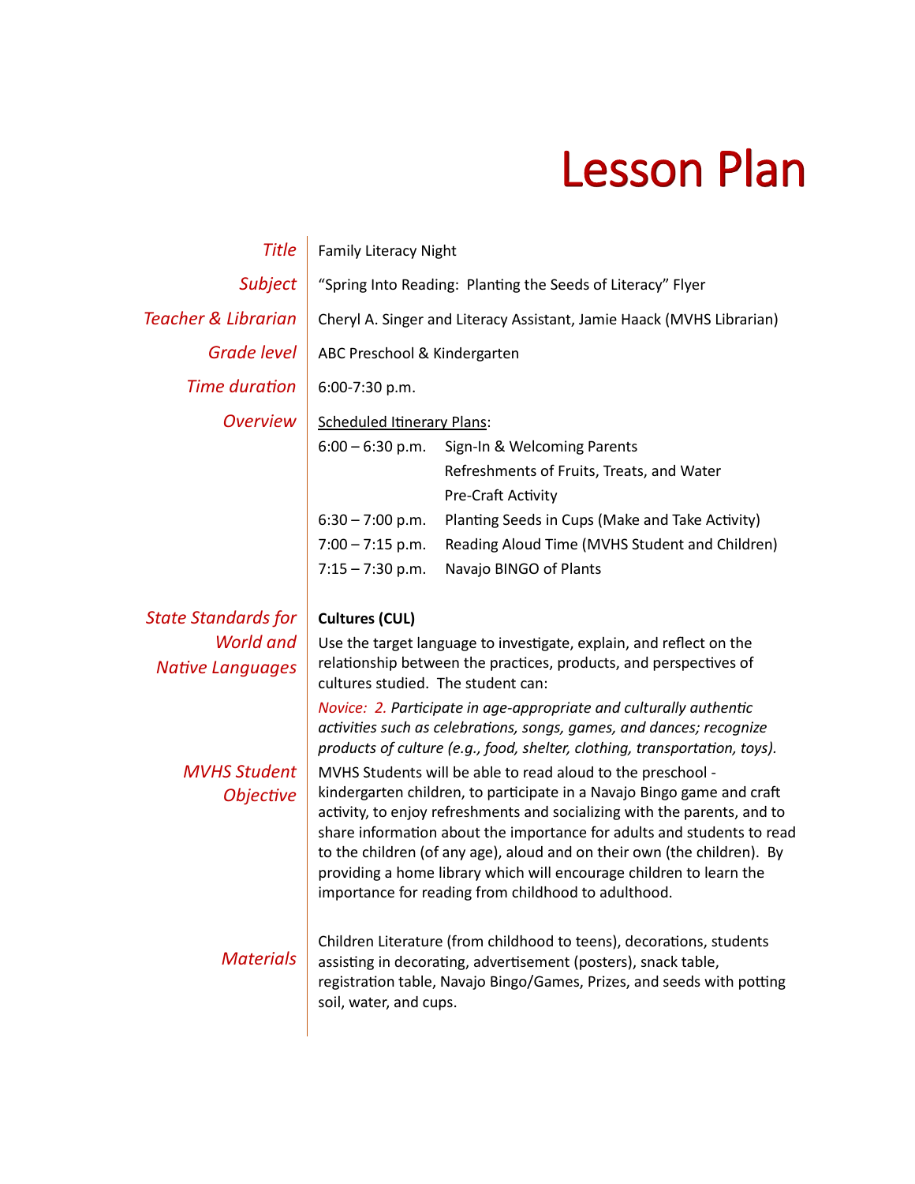# Lesson Plan

| | |
|---|---|
| *Title* | Family Literacy Night |
| *Subject* | "Spring Into Reading: Planting the Seeds of Literacy" Flyer |
| *Teacher & Librarian* | Cheryl A. Singer and Literacy Assistant, Jamie Haack (MVHS Librarian) |
| *Grade level* | ABC Preschool & Kindergarten |
| *Time duration* | 6:00-7:30 p.m. |
| *Overview* | <u>Scheduled Itinerary Plans</u>:<br>6:00 – 6:30 p.m. Sign-In & Welcoming Parents<br>Refreshments of Fruits, Treats, and Water<br>Pre-Craft Activity<br>6:30 – 7:00 p.m. Planting Seeds in Cups (Make and Take Activity)<br>7:00 – 7:15 p.m. Reading Aloud Time (MVHS Student and Children)<br>7:15 – 7:30 p.m. Navajo BINGO of Plants |
| *State Standards for World and Native Languages* | **Cultures (CUL)**<br>Use the target language to investigate, explain, and reflect on the relationship between the practices, products, and perspectives of cultures studied. The student can:<br>*Novice: 2. Participate in age-appropriate and culturally authentic activities such as celebrations, songs, games, and dances; recognize products of culture (e.g., food, shelter, clothing, transportation, toys).* |
| *MVHS Student Objective* | MVHS Students will be able to read aloud to the preschool - kindergarten children, to participate in a Navajo Bingo game and craft activity, to enjoy refreshments and socializing with the parents, and to share information about the importance for adults and students to read to the children (of any age), aloud and on their own (the children). By providing a home library which will encourage children to learn the importance for reading from childhood to adulthood. |
| *Materials* | Children Literature (from childhood to teens), decorations, students assisting in decorating, advertisement (posters), snack table, registration table, Navajo Bingo/Games, Prizes, and seeds with potting soil, water, and cups. |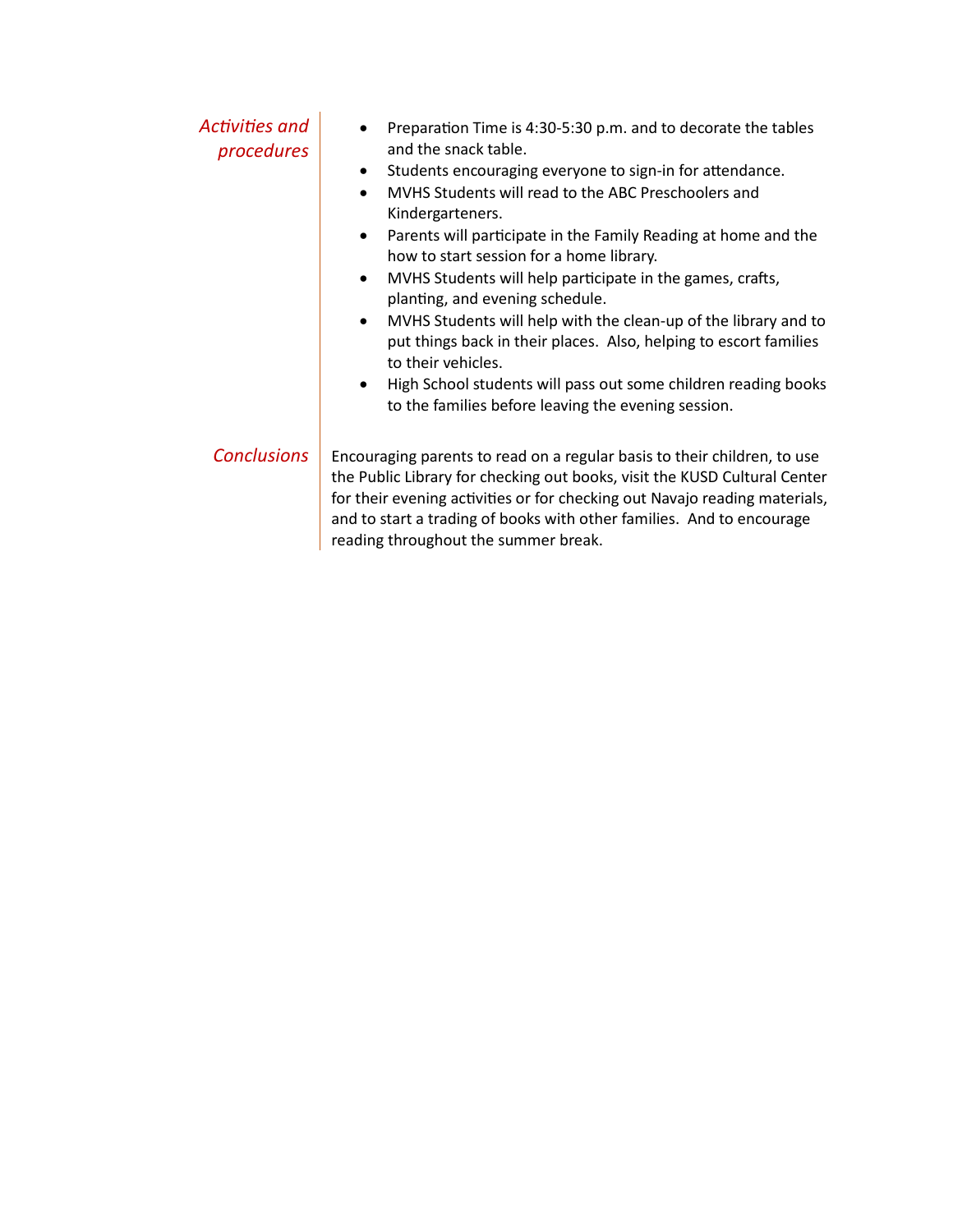## *Activities and procedures*

- Preparation Time is 4:30-5:30 p.m. and to decorate the tables and the snack table.
- Students encouraging everyone to sign-in for attendance.
- MVHS Students will read to the ABC Preschoolers and Kindergarteners.
- Parents will participate in the Family Reading at home and the how to start session for a home library.
- MVHS Students will help participate in the games, crafts, planting, and evening schedule.
- MVHS Students will help with the clean-up of the library and to put things back in their places. Also, helping to escort families to their vehicles.
- High School students will pass out some children reading books to the families before leaving the evening session.

## *Conclusions*

Encouraging parents to read on a regular basis to their children, to use the Public Library for checking out books, visit the KUSD Cultural Center for their evening activities or for checking out Navajo reading materials, and to start a trading of books with other families. And to encourage reading throughout the summer break.